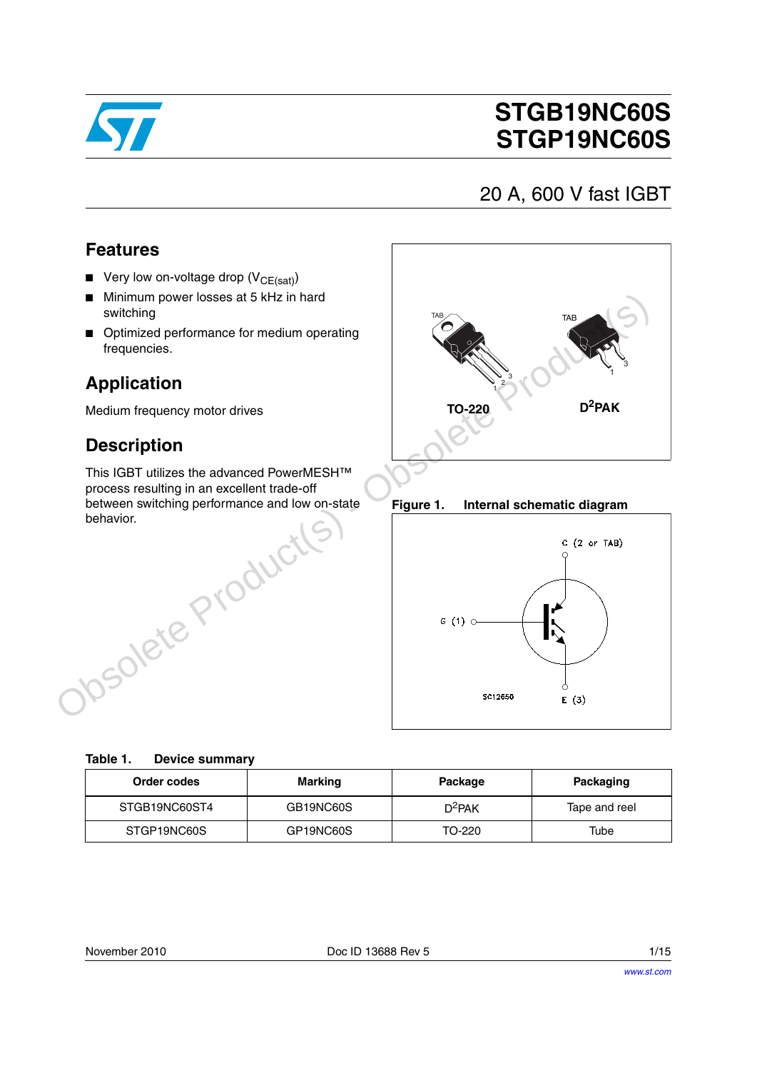# STGB19NC60S
# STGP19NC60S

## 20 A, 600 V fast IGBT

## Features

- Very low on-voltage drop ($V_{CE(sat)}$)
- Minimum power losses at 5 kHz in hard switching
- Optimized performance for medium operating frequencies.

## Application

Medium frequency motor drives

## Description

This IGBT utilizes the advanced PowerMESH™ process resulting in an excellent trade-off between switching performance and low on-state behavior.

TO-220 D²PAK

**Figure 1. Internal schematic diagram**

**Table 1. Device summary**

| Order codes | Marking | Package | Packaging |
|---|---|---|---|
| STGB19NC60ST4 | GB19NC60S | D²PAK | Tape and reel |
| STGP19NC60S | GP19NC60S | TO-220 | Tube |

November 2010 Doc ID 13688 Rev 5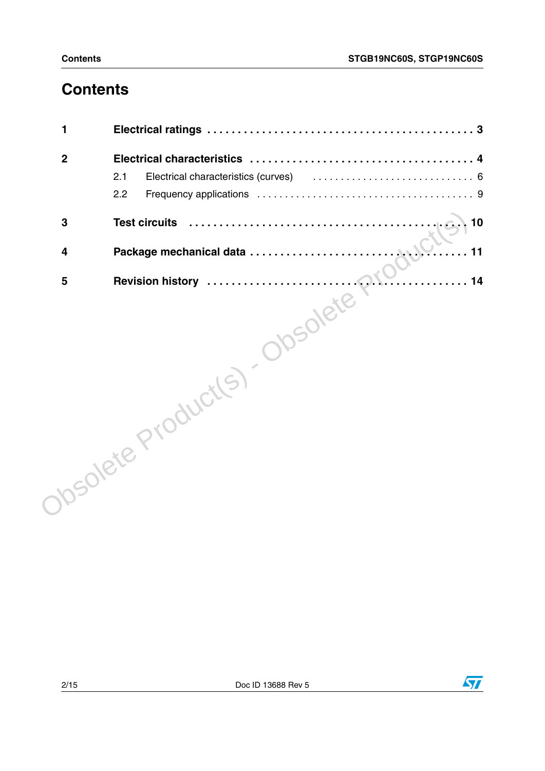# Contents

**1 Electrical ratings . . . . . . . . . . . . . . . . . . . . . . . . . . . . . . . . . . . . . . . . . . . 3**

**2 Electrical characteristics . . . . . . . . . . . . . . . . . . . . . . . . . . . . . . . . . . . . . 4**

2.1 Electrical characteristics (curves) . . . . . . . . . . . . . . . . . . . . . . . . . . . . . 6

2.2 Frequency applications . . . . . . . . . . . . . . . . . . . . . . . . . . . . . . . . . . . . . 9

**3 Test circuits . . . . . . . . . . . . . . . . . . . . . . . . . . . . . . . . . . . . . . . . . . . . 10**

**4 Package mechanical data . . . . . . . . . . . . . . . . . . . . . . . . . . . . . . . . . . . 11**

**5 Revision history . . . . . . . . . . . . . . . . . . . . . . . . . . . . . . . . . . . . . . . . . 14**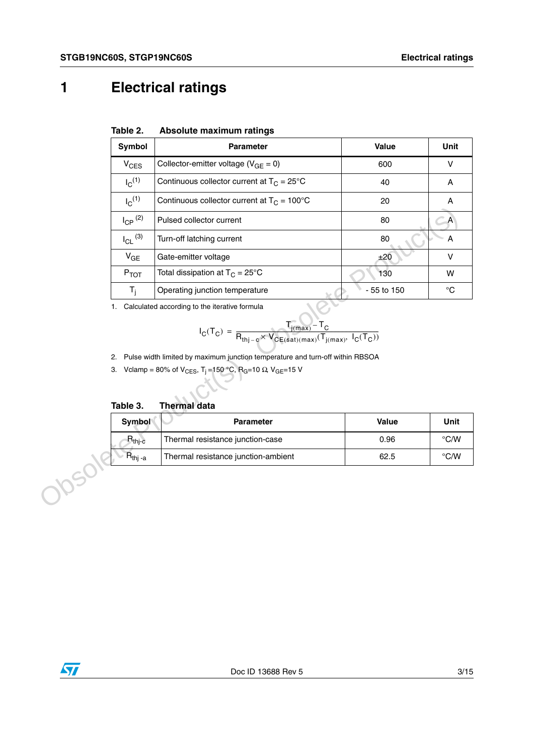# 1 Electrical ratings

Table 2. **Absolute maximum ratings**

| Symbol | Parameter | Value | Unit |
|---|---|---|---|
| $V_{CES}$ | Collector-emitter voltage ($V_{GE}$ = 0) | 600 | V |
| $I_C$ (1) | Continuous collector current at $T_C$ = 25°C | 40 | A |
| $I_C$ (1) | Continuous collector current at $T_C$ = 100°C | 20 | A |
| $I_{CP}$ (2) | Pulsed collector current | 80 | A |
| $I_{CL}$ (3) | Turn-off latching current | 80 | A |
| $V_{GE}$ | Gate-emitter voltage | ±20 | V |
| $P_{TOT}$ | Total dissipation at $T_C$ = 25°C | 130 | W |
| $T_j$ | Operating junction temperature | - 55 to 150 | °C |

1. Calculated according to the iterative formula

$$I_C(T_C) = \frac{T_{j(max)} - T_C}{R_{thj-c} \times V_{CE(sat)(max)}(T_{j(max)}, I_C(T_C))}$$

2. Pulse width limited by maximum junction temperature and turn-off within RBSOA
3. Vclamp = 80% of $V_{CES}$, $T_j$ =150 °C, $R_G$=10 Ω, $V_{GE}$=15 V

Table 3. **Thermal data**

| Symbol | Parameter | Value | Unit |
|---|---|---|---|
| $R_{thj-c}$ | Thermal resistance junction-case | 0.96 | °C/W |
| $R_{thj-a}$ | Thermal resistance junction-ambient | 62.5 | °C/W |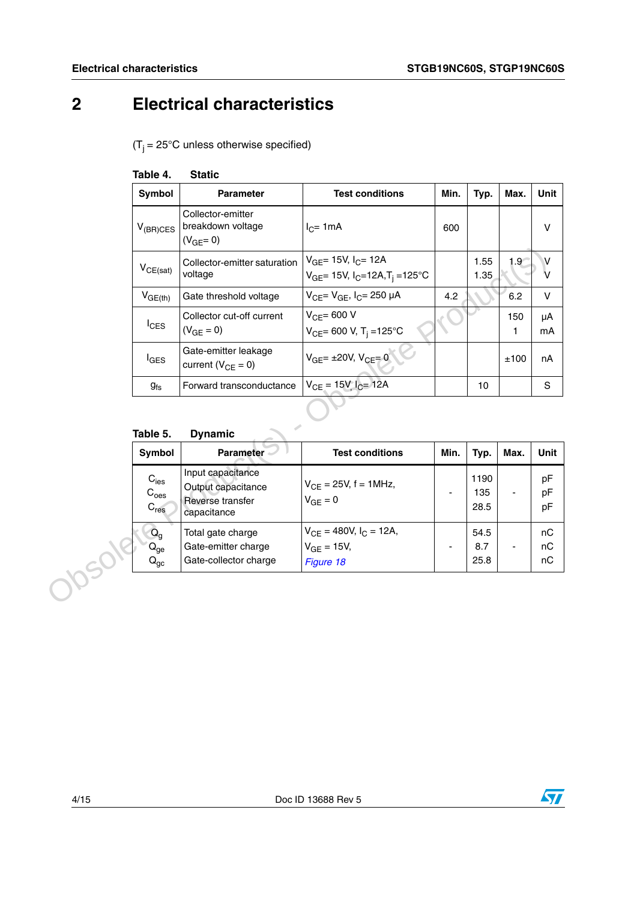# 2 Electrical characteristics

($T_j$ = 25°C unless otherwise specified)

Table 4. Static

| Symbol | Parameter | Test conditions | Min. | Typ. | Max. | Unit |
|---|---|---|---|---|---|---|
| $V_{(BR)CES}$ | Collector-emitter breakdown voltage ($V_{GE}$= 0) | $I_C$= 1mA | 600 | | | V |
| $V_{CE(sat)}$ | Collector-emitter saturation voltage | $V_{GE}$= 15V, $I_C$= 12A<br>$V_{GE}$= 15V, $I_C$=12A,$T_j$ =125°C | | 1.55<br>1.35 | 1.9 | V<br>V |
| $V_{GE(th)}$ | Gate threshold voltage | $V_{CE}$= $V_{GE}$, $I_C$= 250 µA | 4.2 | | 6.2 | V |
| $I_{CES}$ | Collector cut-off current ($V_{GE}$ = 0) | $V_{CE}$= 600 V<br>$V_{CE}$= 600 V, $T_j$ =125°C | | | 150<br>1 | µA<br>mA |
| $I_{GES}$ | Gate-emitter leakage current ($V_{CE}$ = 0) | $V_{GE}$= ±20V, $V_{CE}$= 0 | | | ±100 | nA |
| $g_{fs}$ | Forward transconductance | $V_{CE}$ = 15V, $I_C$= 12A | | 10 | | S |

Table 5. Dynamic

| Symbol | Parameter | Test conditions | Min. | Typ. | Max. | Unit |
|---|---|---|---|---|---|---|
| $C_{ies}$<br>$C_{oes}$<br>$C_{res}$ | Input capacitance<br>Output capacitance<br>Reverse transfer capacitance | $V_{CE}$ = 25V, f = 1MHz,<br>$V_{GE}$ = 0 | - | 1190<br>135<br>28.5 | - | pF<br>pF<br>pF |
| $Q_g$<br>$Q_{ge}$<br>$Q_{gc}$ | Total gate charge<br>Gate-emitter charge<br>Gate-collector charge | $V_{CE}$ = 480V, $I_C$ = 12A,<br>$V_{GE}$ = 15V,<br>*Figure 18* | - | 54.5<br>8.7<br>25.8 | - | nC<br>nC<br>nC |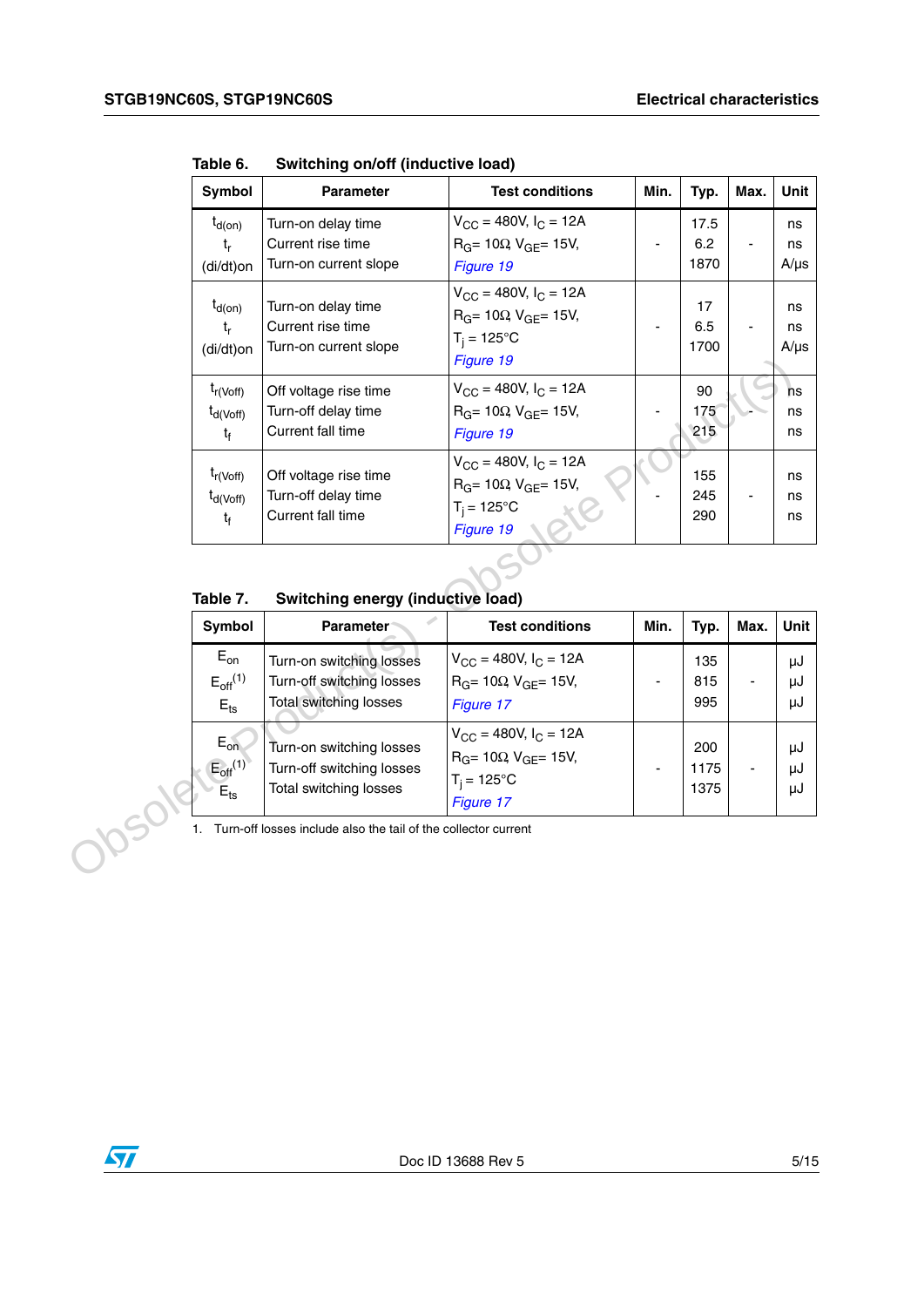**Table 6. Switching on/off (inductive load)**

| Symbol | Parameter | Test conditions | Min. | Typ. | Max. | Unit |
|---|---|---|---|---|---|---|
| $t_{d(on)}$<br>$t_r$<br>$(di/dt)_{on}$ | Turn-on delay time<br>Current rise time<br>Turn-on current slope | $V_{CC}$ = 480V, $I_C$ = 12A<br>$R_G$= 10Ω, $V_{GE}$= 15V,<br>*Figure 19* | - | 17.5<br>6.2<br>1870 | - | ns<br>ns<br>A/µs |
| $t_{d(on)}$<br>$t_r$<br>$(di/dt)_{on}$ | Turn-on delay time<br>Current rise time<br>Turn-on current slope | $V_{CC}$ = 480V, $I_C$ = 12A<br>$R_G$= 10Ω, $V_{GE}$= 15V,<br>$T_j$ = 125°C<br>*Figure 19* | - | 17<br>6.5<br>1700 | - | ns<br>ns<br>A/µs |
| $t_{r(Voff)}$<br>$t_{d(Voff)}$<br>$t_f$ | Off voltage rise time<br>Turn-off delay time<br>Current fall time | $V_{CC}$ = 480V, $I_C$ = 12A<br>$R_G$= 10Ω, $V_{GE}$= 15V,<br>*Figure 19* | - | 90<br>175<br>215 | - | ns<br>ns<br>ns |
| $t_{r(Voff)}$<br>$t_{d(Voff)}$<br>$t_f$ | Off voltage rise time<br>Turn-off delay time<br>Current fall time | $V_{CC}$ = 480V, $I_C$ = 12A<br>$R_G$= 10Ω, $V_{GE}$= 15V,<br>$T_j$ = 125°C<br>*Figure 19* | - | 155<br>245<br>290 | - | ns<br>ns<br>ns |

**Table 7. Switching energy (inductive load)**

| Symbol | Parameter | Test conditions | Min. | Typ. | Max. | Unit |
|---|---|---|---|---|---|---|
| $E_{on}$<br>$E_{off}$ (1)<br>$E_{ts}$ | Turn-on switching losses<br>Turn-off switching losses<br>Total switching losses | $V_{CC}$ = 480V, $I_C$ = 12A<br>$R_G$= 10Ω, $V_{GE}$= 15V,<br>*Figure 17* | - | 135<br>815<br>995 | - | µJ<br>µJ<br>µJ |
| $E_{on}$<br>$E_{off}$ (1)<br>$E_{ts}$ | Turn-on switching losses<br>Turn-off switching losses<br>Total switching losses | $V_{CC}$ = 480V, $I_C$ = 12A<br>$R_G$= 10Ω, $V_{GE}$= 15V,<br>$T_j$ = 125°C<br>*Figure 17* | - | 200<br>1175<br>1375 | - | µJ<br>µJ<br>µJ |

1. Turn-off losses include also the tail of the collector current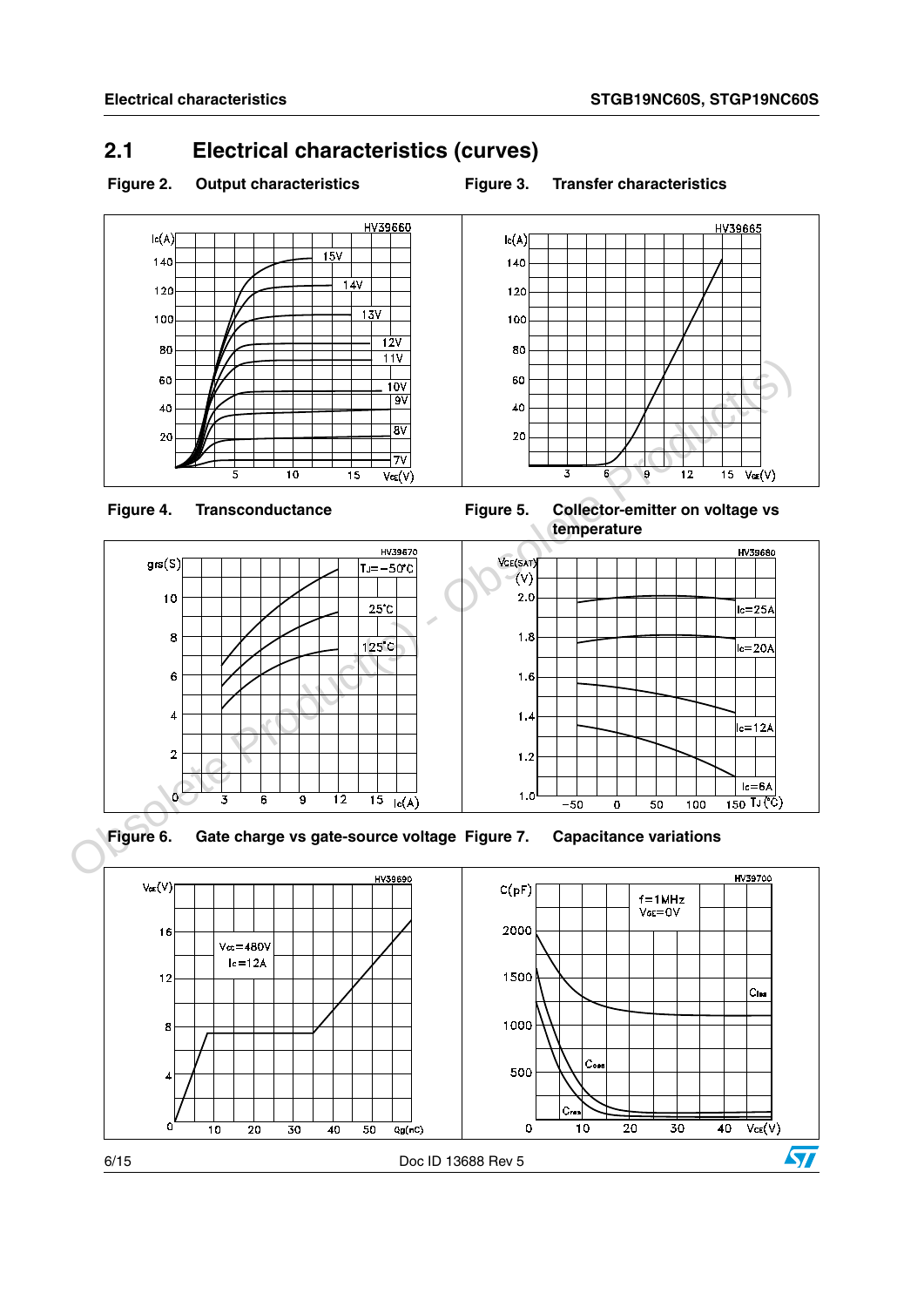## 2.1 Electrical characteristics (curves)

Figure 2. Output characteristics

Figure 3. Transfer characteristics

Figure 4. Transconductance

Figure 5. Collector-emitter on voltage vs temperature

Figure 6. Gate charge vs gate-source voltage

Figure 7. Capacitance variations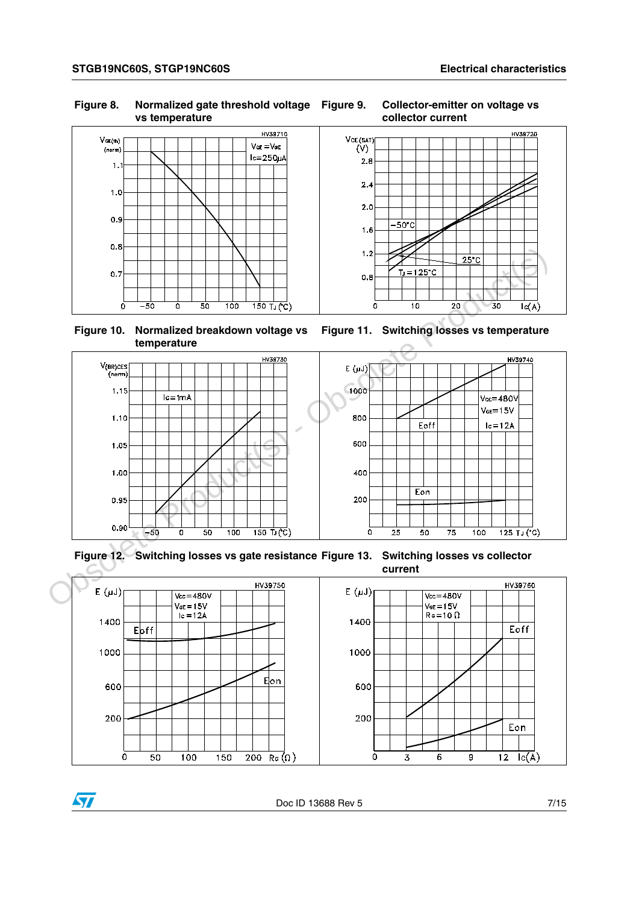Figure 8. Normalized gate threshold voltage vs temperature

Figure 9. Collector-emitter on voltage vs collector current

Figure 10. Normalized breakdown voltage vs temperature

Figure 11. Switching losses vs temperature

Figure 12. Switching losses vs gate resistance

Figure 13. Switching losses vs collector current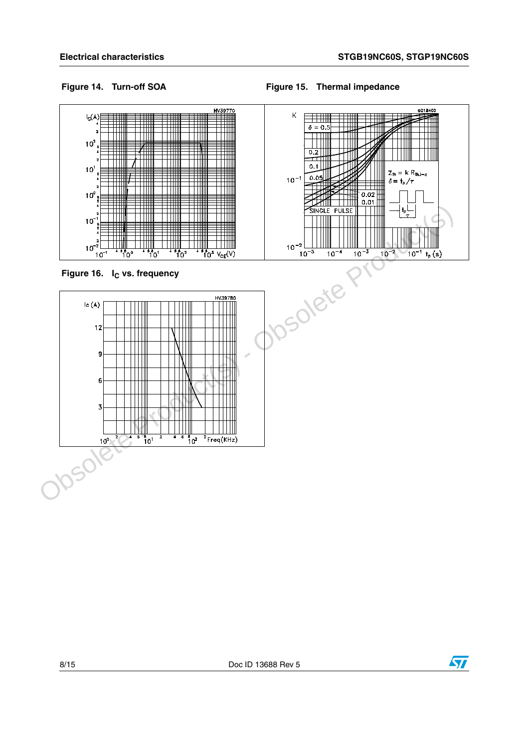**Figure 14. Turn-off SOA**

**Figure 15. Thermal impedance**

**Figure 16. $I_C$ vs. frequency**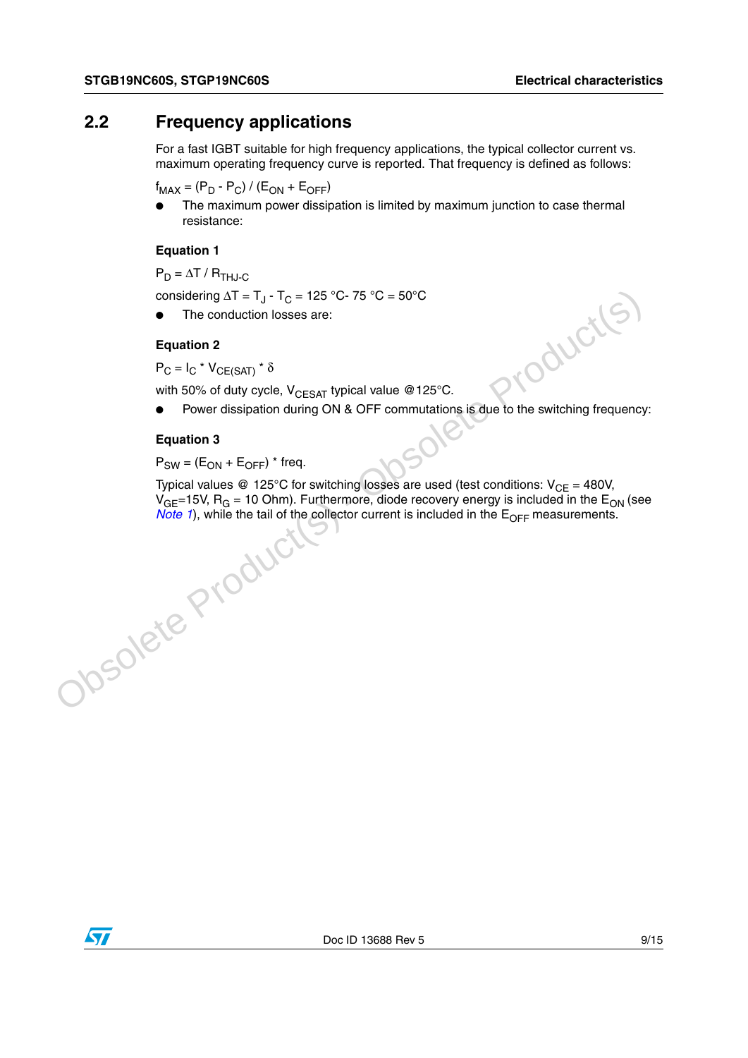## 2.2 Frequency applications

For a fast IGBT suitable for high frequency applications, the typical collector current vs. maximum operating frequency curve is reported. That frequency is defined as follows:

$f_{MAX} = (P_D - P_C) / (E_{ON} + E_{OFF})$

- The maximum power dissipation is limited by maximum junction to case thermal resistance:

**Equation 1**

$P_D = \Delta T / R_{THJ\text{-}C}$

considering $\Delta T = T_J - T_C$ = 125 °C- 75 °C = 50°C

- The conduction losses are:

**Equation 2**

$P_C = I_C * V_{CE(SAT)} * \delta$

with 50% of duty cycle, $V_{CESAT}$ typical value @125°C.

- Power dissipation during ON & OFF commutations is due to the switching frequency:

**Equation 3**

$P_{SW} = (E_{ON} + E_{OFF}) *$ freq.

Typical values @ 125°C for switching losses are used (test conditions: $V_{CE}$ = 480V, $V_{GE}$=15V, $R_G$ = 10 Ohm). Furthermore, diode recovery energy is included in the $E_{ON}$ (see *Note 1*), while the tail of the collector current is included in the $E_{OFF}$ measurements.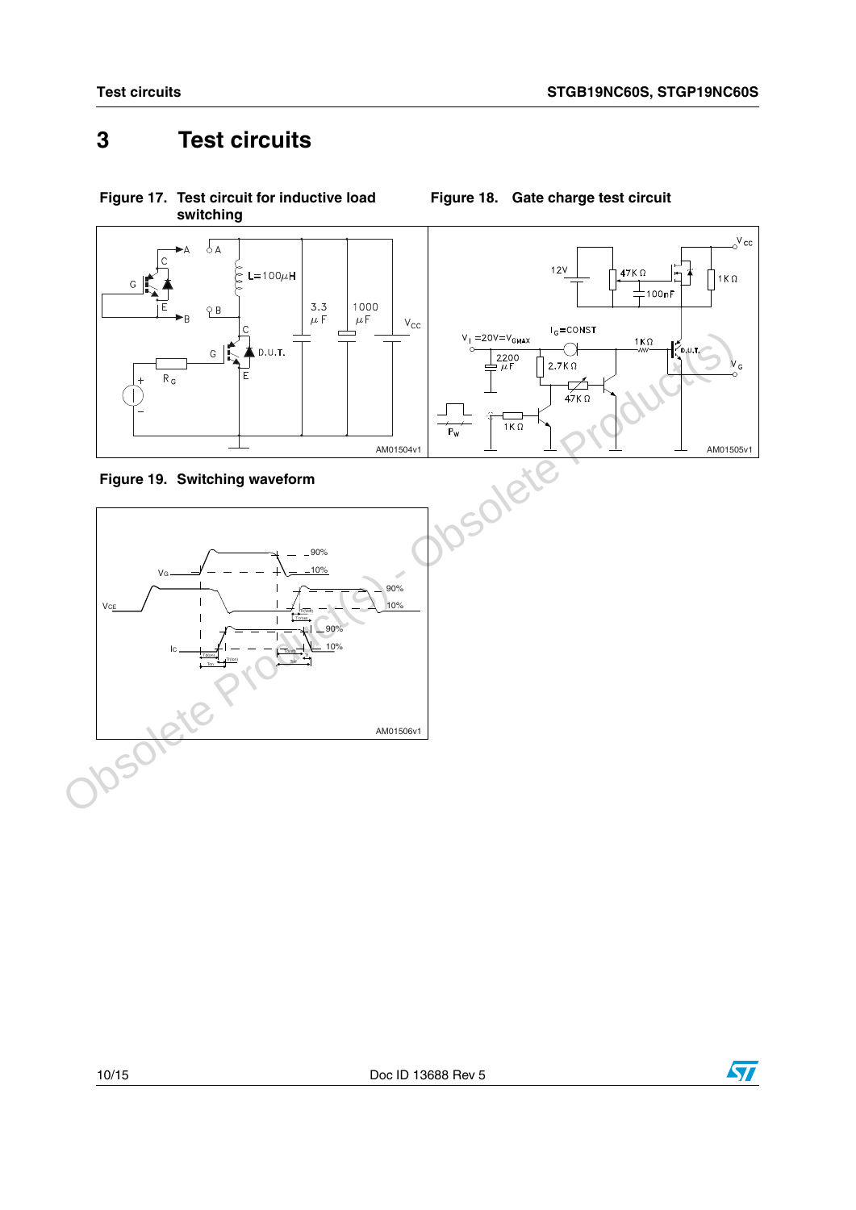# 3 Test circuits

**Figure 17. Test circuit for inductive load switching**

**Figure 18. Gate charge test circuit**

**Figure 19. Switching waveform**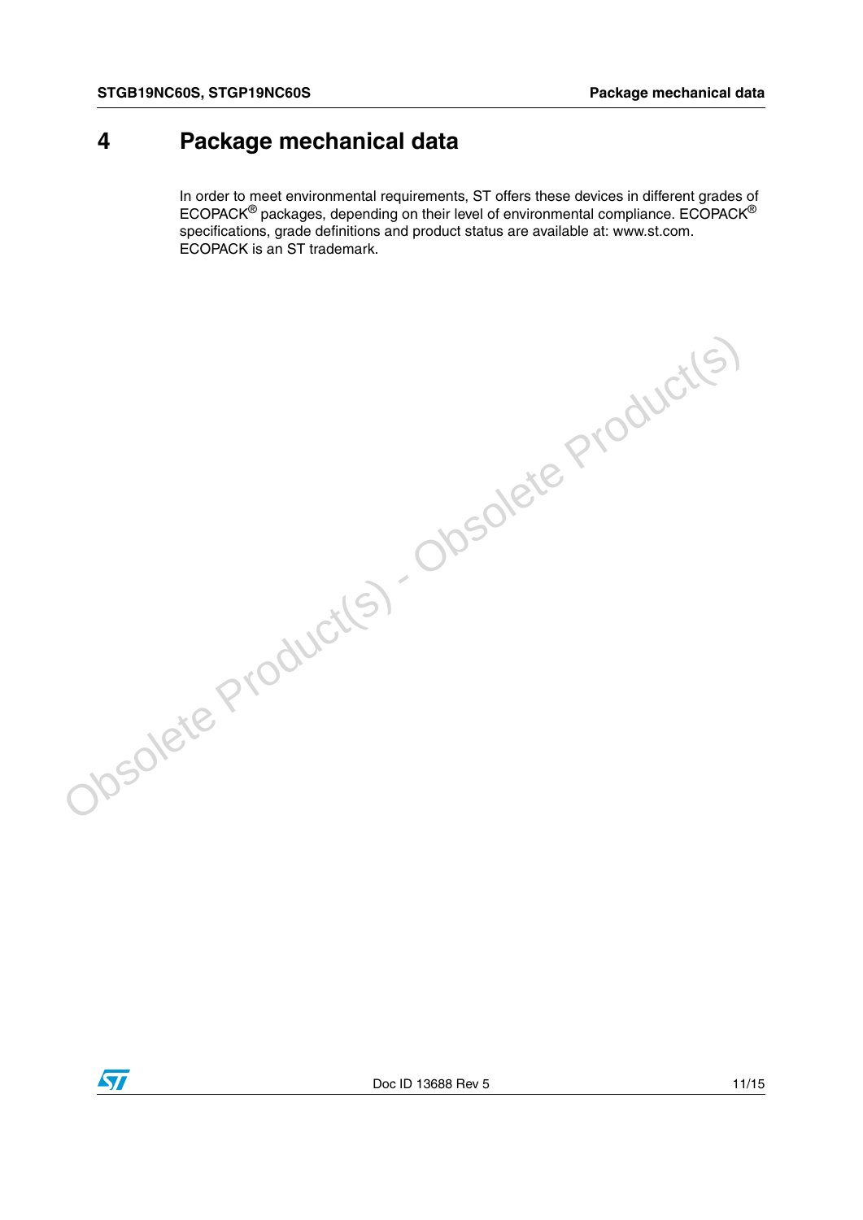# 4 Package mechanical data

In order to meet environmental requirements, ST offers these devices in different grades of ECOPACK® packages, depending on their level of environmental compliance. ECOPACK® specifications, grade definitions and product status are available at: www.st.com. ECOPACK is an ST trademark.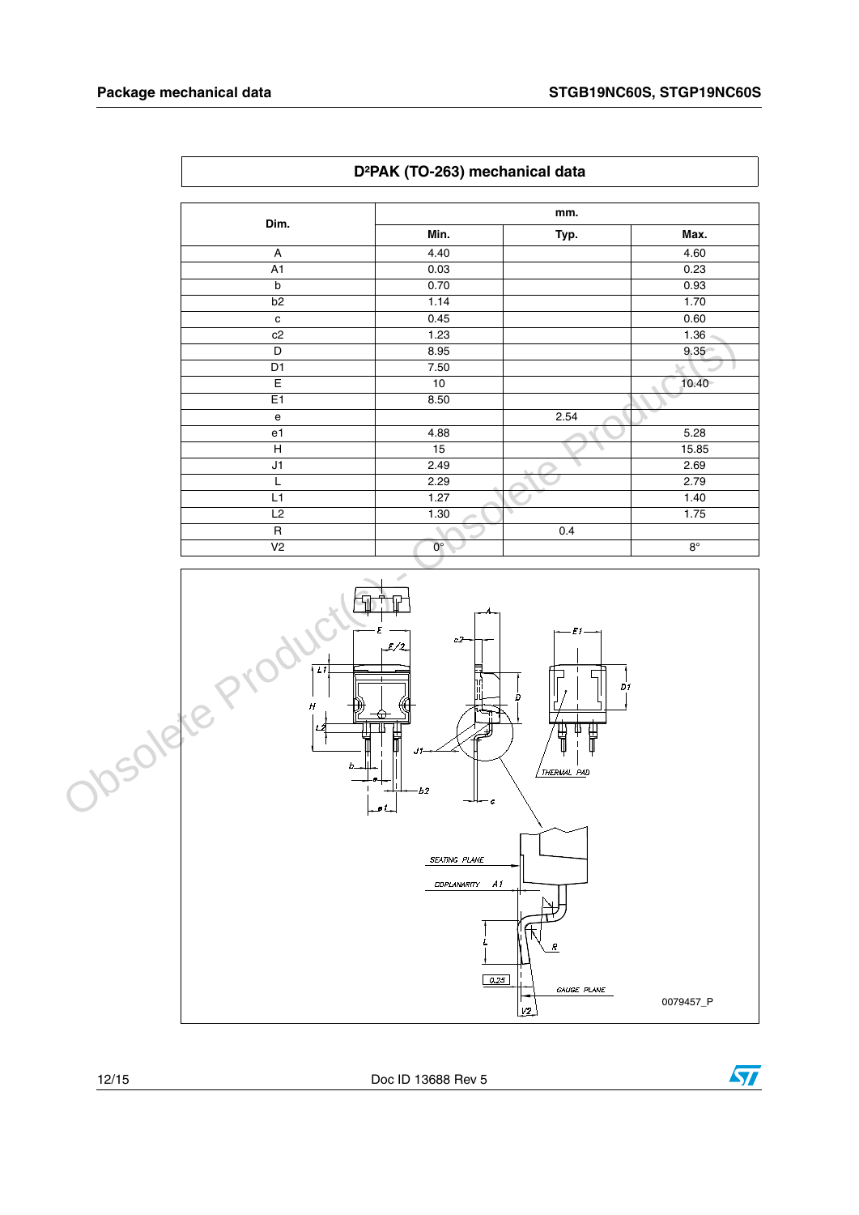## D²PAK (TO-263) mechanical data

| Dim. | mm. | | |
|---|---|---|---|
| | Min. | Typ. | Max. |
| A | 4.40 | | 4.60 |
| A1 | 0.03 | | 0.23 |
| b | 0.70 | | 0.93 |
| b2 | 1.14 | | 1.70 |
| c | 0.45 | | 0.60 |
| c2 | 1.23 | | 1.36 |
| D | 8.95 | | 9.35 |
| D1 | 7.50 | | |
| E | 10 | | 10.40 |
| E1 | 8.50 | | |
| e | | 2.54 | |
| e1 | 4.88 | | 5.28 |
| H | 15 | | 15.85 |
| J1 | 2.49 | | 2.69 |
| L | 2.29 | | 2.79 |
| L1 | 1.27 | | 1.40 |
| L2 | 1.30 | | 1.75 |
| R | | 0.4 | |
| V2 | 0° | | 8° |

0079457_P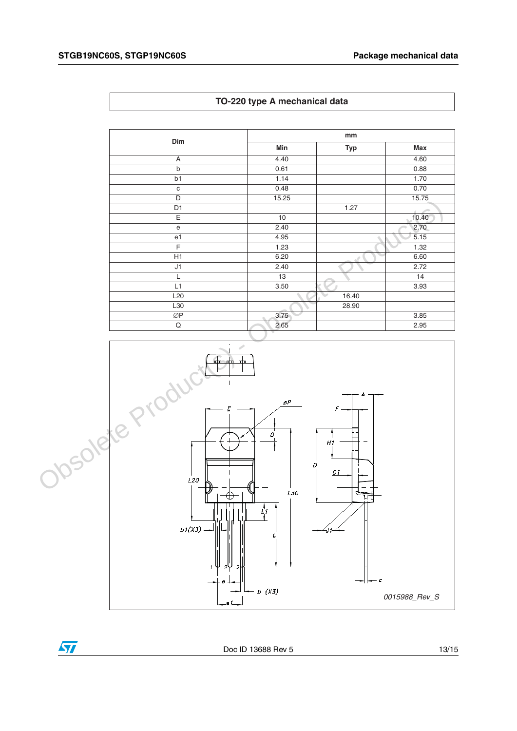## TO-220 type A mechanical data

| Dim | mm | | |
|---|---|---|---|
| | Min | Typ | Max |
| A | 4.40 | | 4.60 |
| b | 0.61 | | 0.88 |
| b1 | 1.14 | | 1.70 |
| c | 0.48 | | 0.70 |
| D | 15.25 | | 15.75 |
| D1 | | 1.27 | |
| E | 10 | | 10.40 |
| e | 2.40 | | 2.70 |
| e1 | 4.95 | | 5.15 |
| F | 1.23 | | 1.32 |
| H1 | 6.20 | | 6.60 |
| J1 | 2.40 | | 2.72 |
| L | 13 | | 14 |
| L1 | 3.50 | | 3.93 |
| L20 | | 16.40 | |
| L30 | | 28.90 | |
| ∅P | 3.75 | | 3.85 |
| Q | 2.65 | | 2.95 |

*0015988_Rev_S*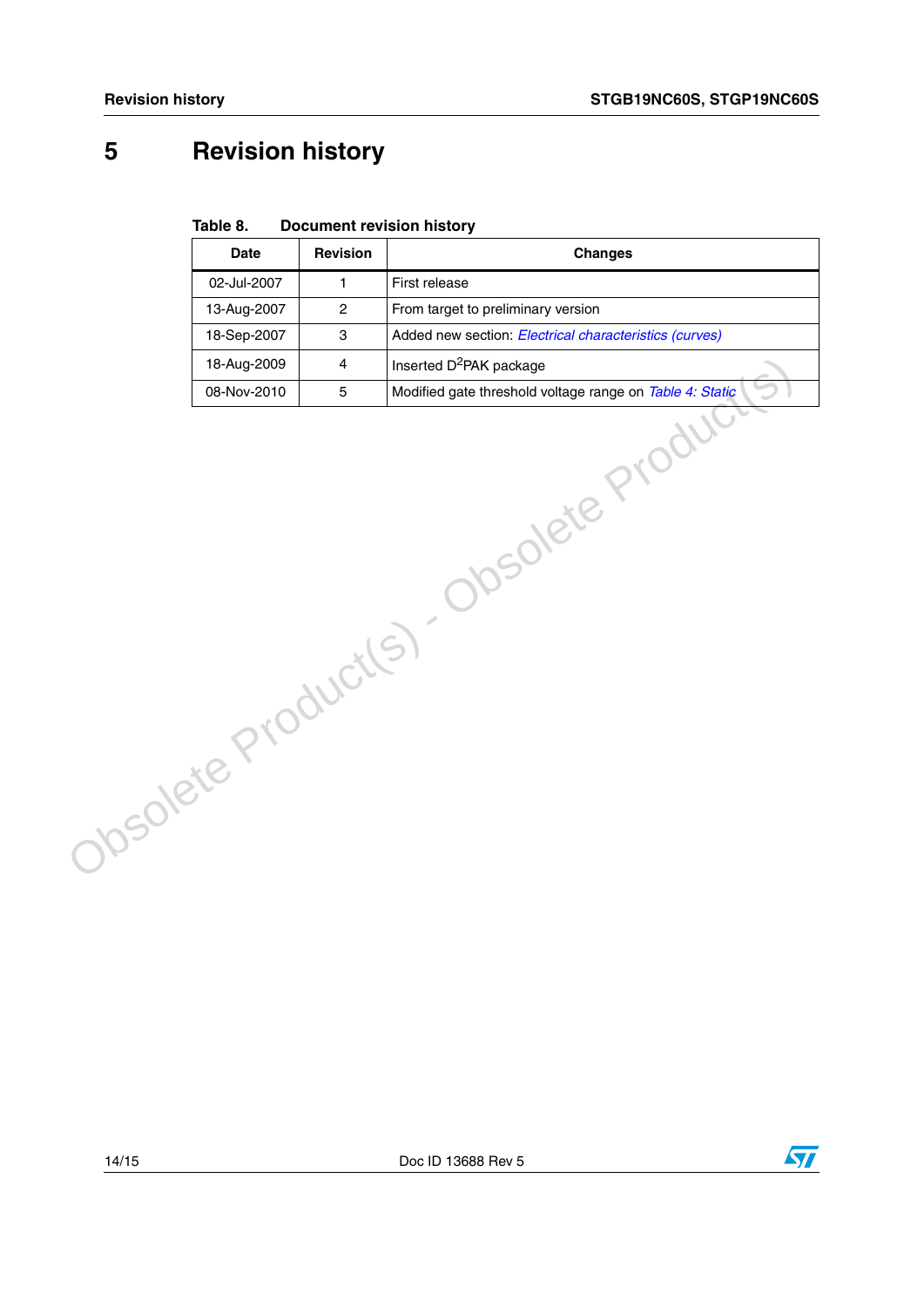# 5 Revision history

**Table 8. Document revision history**

| Date | Revision | Changes |
| --- | --- | --- |
| 02-Jul-2007 | 1 | First release |
| 13-Aug-2007 | 2 | From target to preliminary version |
| 18-Sep-2007 | 3 | Added new section: *Electrical characteristics (curves)* |
| 18-Aug-2009 | 4 | Inserted $D^2PAK$ package |
| 08-Nov-2010 | 5 | Modified gate threshold voltage range on *Table 4: Static* |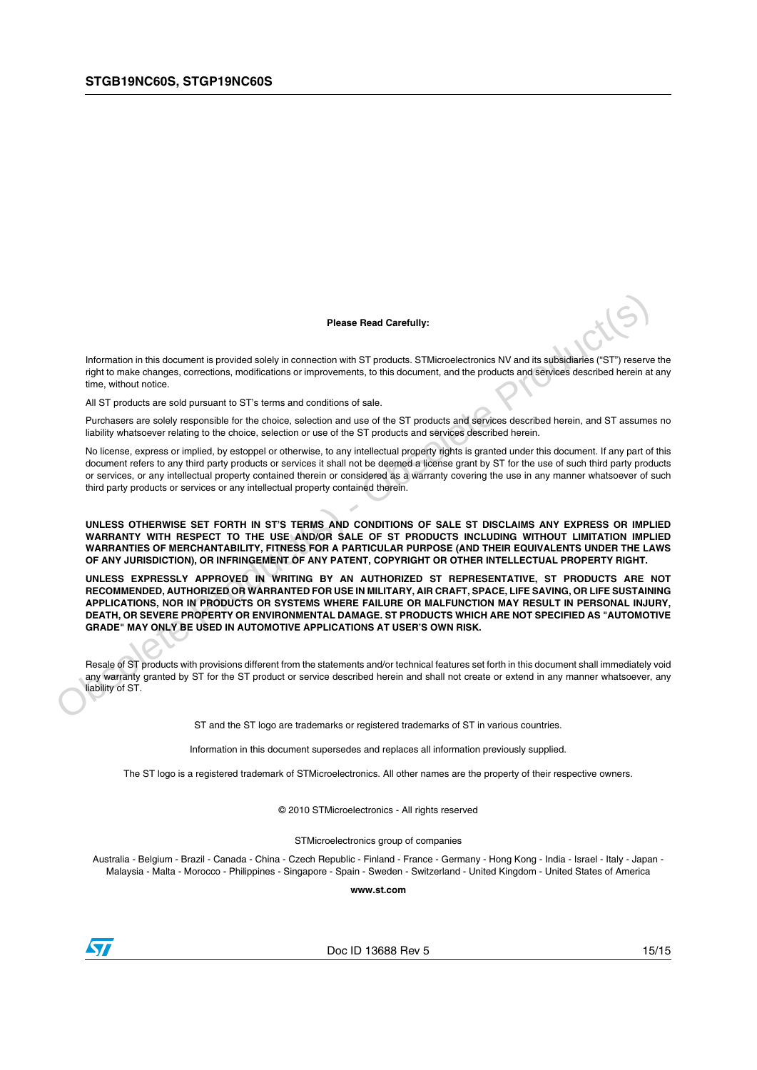**Please Read Carefully:**

Information in this document is provided solely in connection with ST products. STMicroelectronics NV and its subsidiaries ("ST") reserve the right to make changes, corrections, modifications or improvements, to this document, and the products and services described herein at any time, without notice.

All ST products are sold pursuant to ST's terms and conditions of sale.

Purchasers are solely responsible for the choice, selection and use of the ST products and services described herein, and ST assumes no liability whatsoever relating to the choice, selection or use of the ST products and services described herein.

No license, express or implied, by estoppel or otherwise, to any intellectual property rights is granted under this document. If any part of this document refers to any third party products or services it shall not be deemed a license grant by ST for the use of such third party products or services, or any intellectual property contained therein or considered as a warranty covering the use in any manner whatsoever of such third party products or services or any intellectual property contained therein.

**UNLESS OTHERWISE SET FORTH IN ST'S TERMS AND CONDITIONS OF SALE ST DISCLAIMS ANY EXPRESS OR IMPLIED WARRANTY WITH RESPECT TO THE USE AND/OR SALE OF ST PRODUCTS INCLUDING WITHOUT LIMITATION IMPLIED WARRANTIES OF MERCHANTABILITY, FITNESS FOR A PARTICULAR PURPOSE (AND THEIR EQUIVALENTS UNDER THE LAWS OF ANY JURISDICTION), OR INFRINGEMENT OF ANY PATENT, COPYRIGHT OR OTHER INTELLECTUAL PROPERTY RIGHT.**

**UNLESS EXPRESSLY APPROVED IN WRITING BY AN AUTHORIZED ST REPRESENTATIVE, ST PRODUCTS ARE NOT RECOMMENDED, AUTHORIZED OR WARRANTED FOR USE IN MILITARY, AIR CRAFT, SPACE, LIFE SAVING, OR LIFE SUSTAINING APPLICATIONS, NOR IN PRODUCTS OR SYSTEMS WHERE FAILURE OR MALFUNCTION MAY RESULT IN PERSONAL INJURY, DEATH, OR SEVERE PROPERTY OR ENVIRONMENTAL DAMAGE. ST PRODUCTS WHICH ARE NOT SPECIFIED AS "AUTOMOTIVE GRADE" MAY ONLY BE USED IN AUTOMOTIVE APPLICATIONS AT USER'S OWN RISK.**

Resale of ST products with provisions different from the statements and/or technical features set forth in this document shall immediately void any warranty granted by ST for the ST product or service described herein and shall not create or extend in any manner whatsoever, any liability of ST.

ST and the ST logo are trademarks or registered trademarks of ST in various countries.

Information in this document supersedes and replaces all information previously supplied.

The ST logo is a registered trademark of STMicroelectronics. All other names are the property of their respective owners.

© 2010 STMicroelectronics - All rights reserved

STMicroelectronics group of companies

Australia - Belgium - Brazil - Canada - China - Czech Republic - Finland - France - Germany - Hong Kong - India - Israel - Italy - Japan - Malaysia - Malta - Morocco - Philippines - Singapore - Spain - Sweden - Switzerland - United Kingdom - United States of America

**www.st.com**